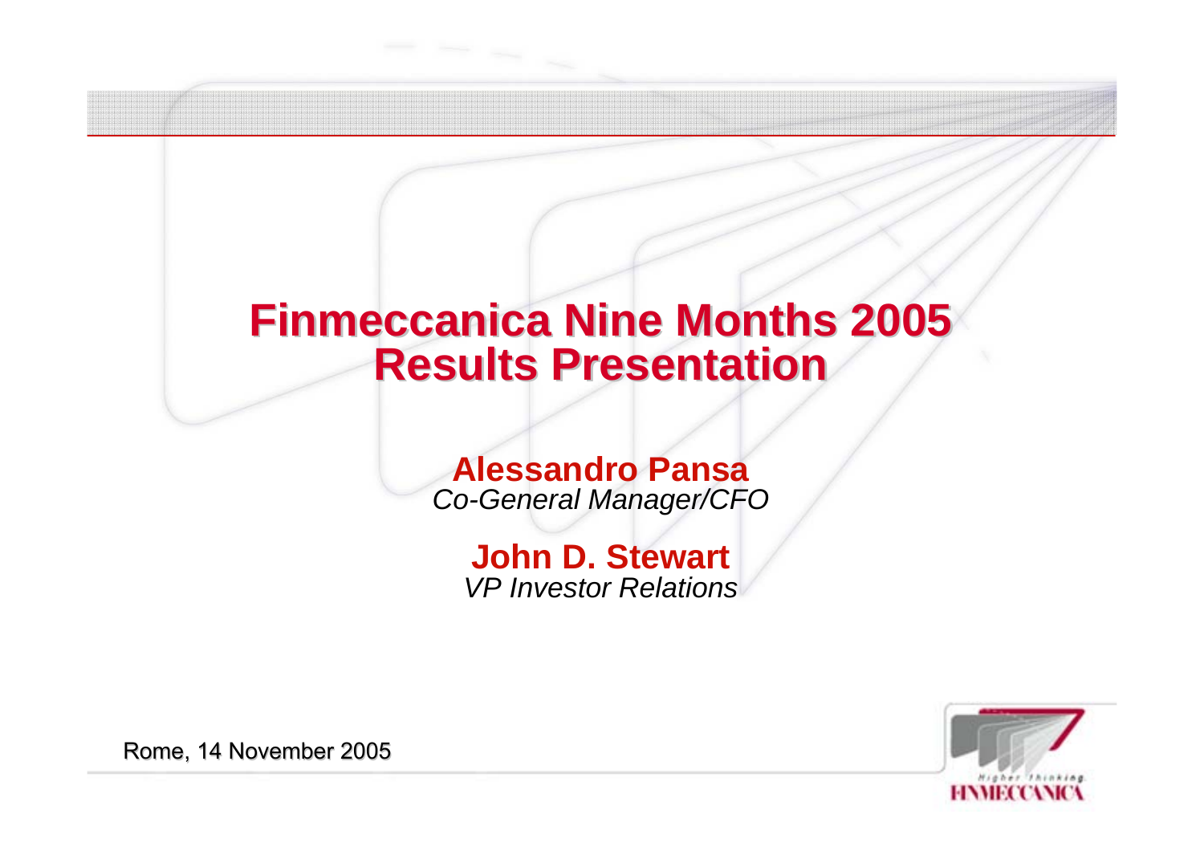# Finmeccanica Nine Months 2005 Results Presentation

**Alessandro Pansa**
*Co-General Manager/CFO*

**John D. Stewart**
*VP Investor Relations*

Rome, 14 November 2005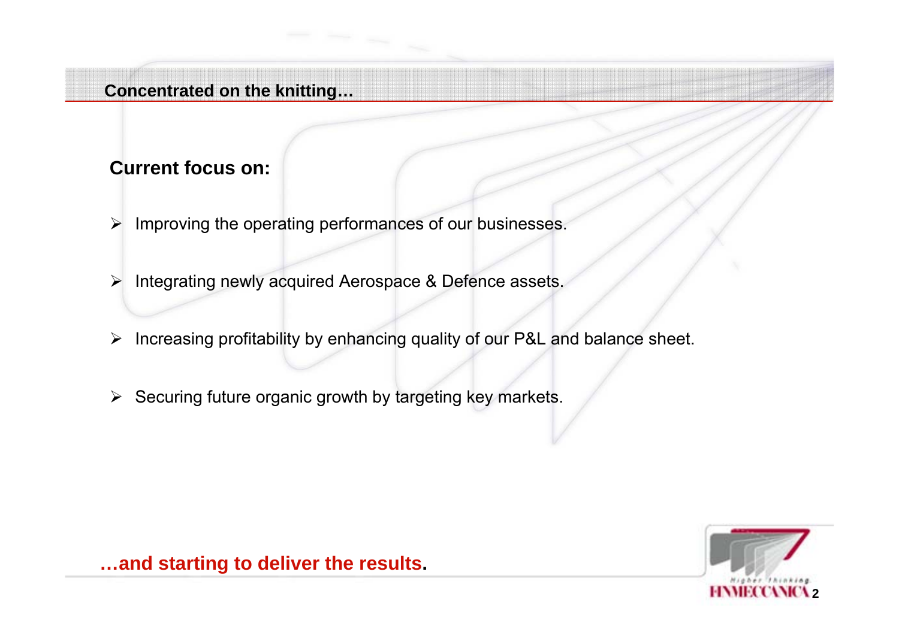## Concentrated on the knitting…

### Current focus on:

- Improving the operating performances of our businesses.
- Integrating newly acquired Aerospace & Defence assets.
- Increasing profitability by enhancing quality of our P&L and balance sheet.
- Securing future organic growth by targeting key markets.

**…and starting to deliver the results.**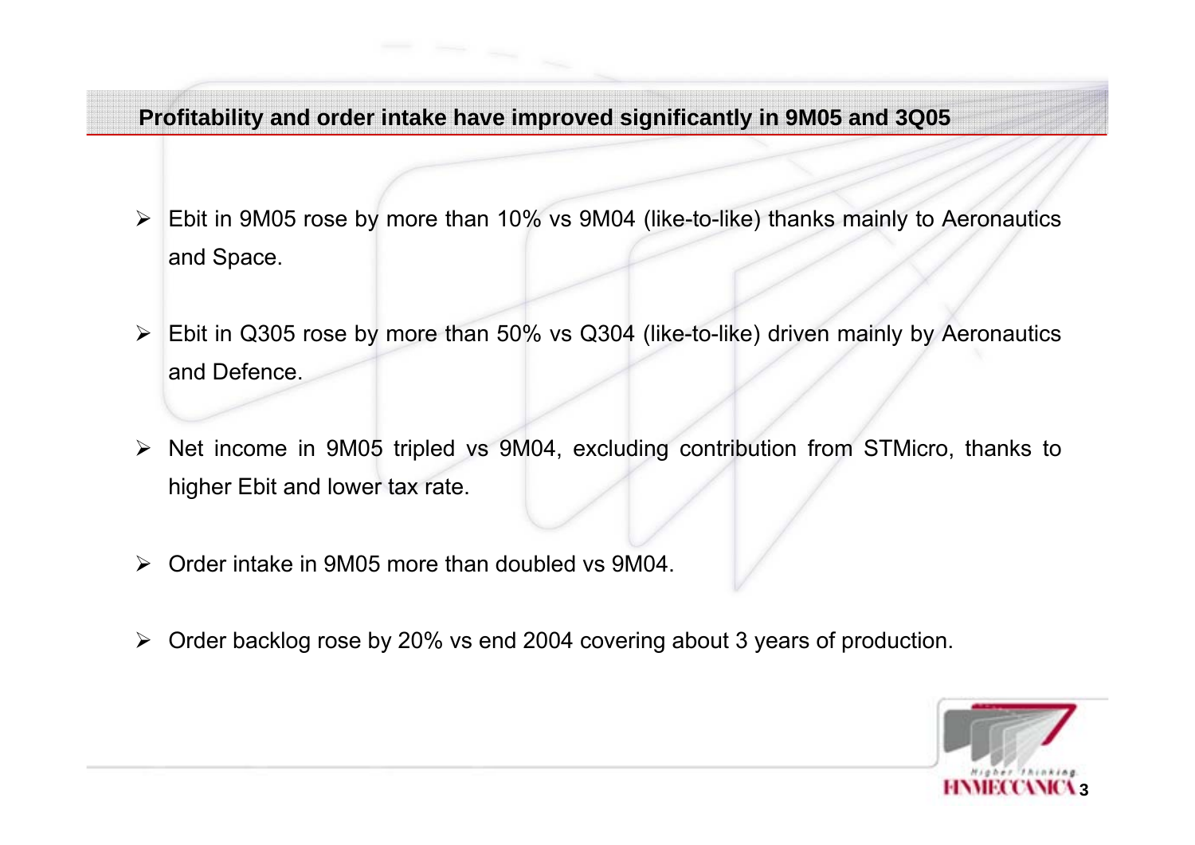## Profitability and order intake have improved significantly in 9M05 and 3Q05

- Ebit in 9M05 rose by more than 10% vs 9M04 (like-to-like) thanks mainly to Aeronautics and Space.
- Ebit in Q305 rose by more than 50% vs Q304 (like-to-like) driven mainly by Aeronautics and Defence.
- Net income in 9M05 tripled vs 9M04, excluding contribution from STMicro, thanks to higher Ebit and lower tax rate.
- Order intake in 9M05 more than doubled vs 9M04.
- Order backlog rose by 20% vs end 2004 covering about 3 years of production.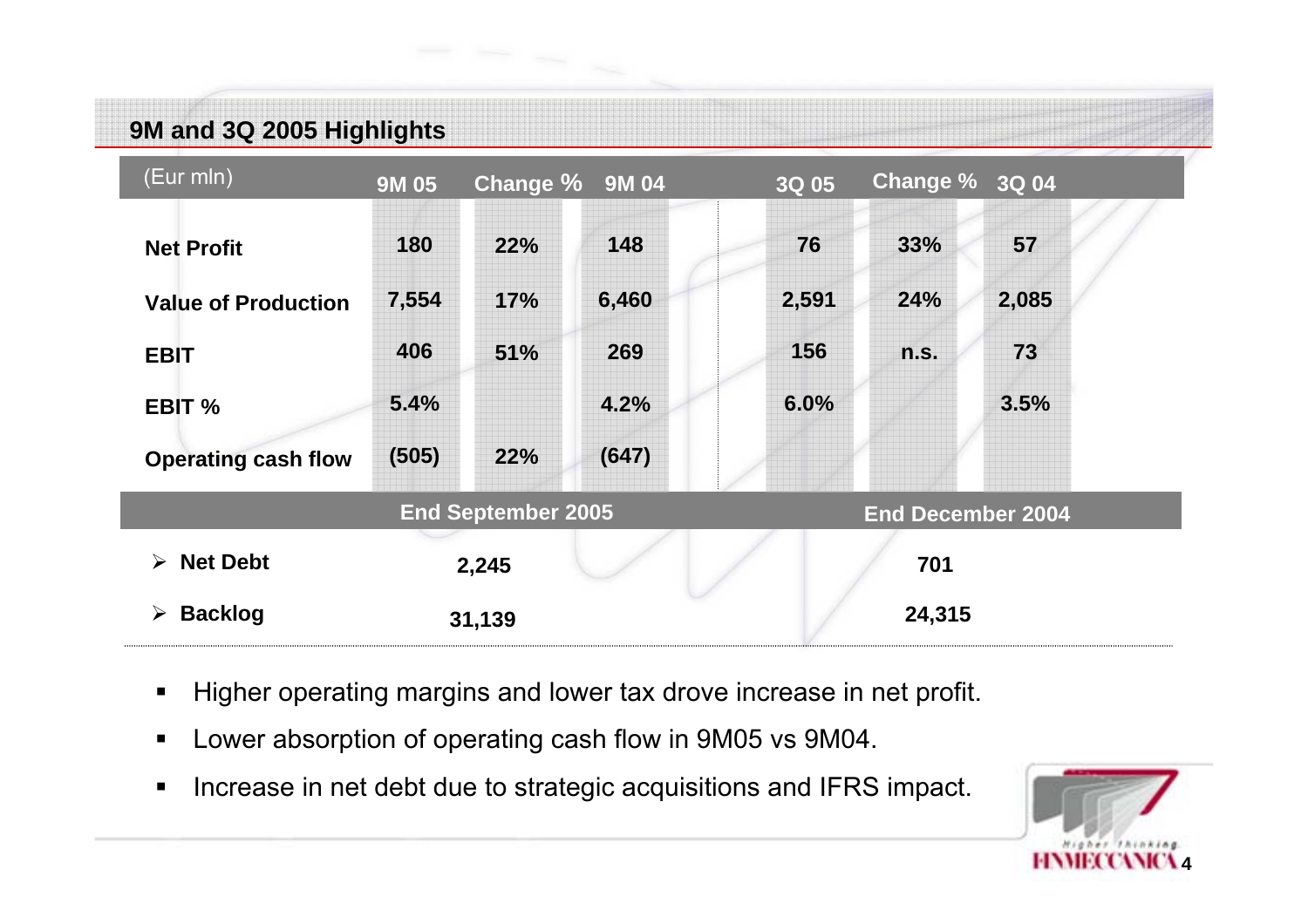## 9M and 3Q 2005 Highlights

| (Eur mln) | 9M 05 | Change % | 9M 04 | 3Q 05 | Change % | 3Q 04 |
|---|---|---|---|---|---|---|
| **Net Profit** | 180 | 22% | 148 | 76 | 33% | 57 |
| **Value of Production** | 7,554 | 17% | 6,460 | 2,591 | 24% | 2,085 |
| **EBIT** | 406 | 51% | 269 | 156 | n.s. | 73 |
| **EBIT %** | 5.4% | | 4.2% | 6.0% | | 3.5% |
| **Operating cash flow** | (505) | 22% | (647) | | | |

| | End September 2005 | End December 2004 |
|---|---|---|
| **Net Debt** | 2,245 | 701 |
| **Backlog** | 31,139 | 24,315 |

- Higher operating margins and lower tax drove increase in net profit.
- Lower absorption of operating cash flow in 9M05 vs 9M04.
- Increase in net debt due to strategic acquisitions and IFRS impact.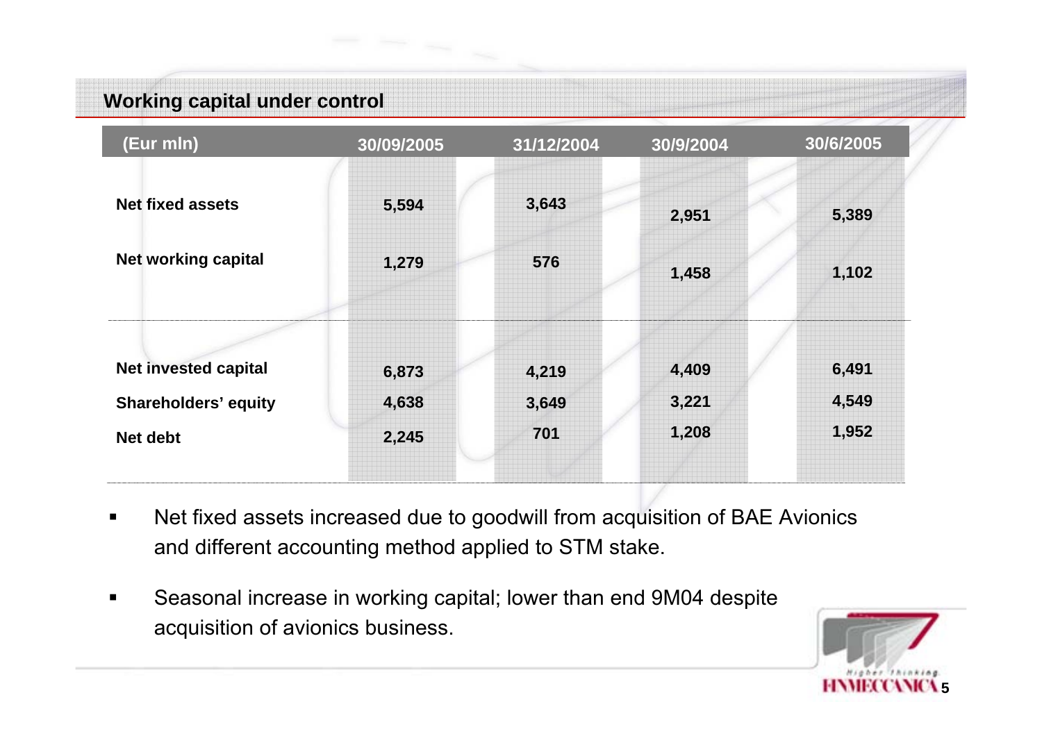## Working capital under control

| (Eur mln) | 30/09/2005 | 31/12/2004 | 30/9/2004 | 30/6/2005 |
|---|---|---|---|---|
| Net fixed assets | 5,594 | 3,643 | 2,951 | 5,389 |
| Net working capital | 1,279 | 576 | 1,458 | 1,102 |
| Net invested capital | 6,873 | 4,219 | 4,409 | 6,491 |
| Shareholders' equity | 4,638 | 3,649 | 3,221 | 4,549 |
| Net debt | 2,245 | 701 | 1,208 | 1,952 |

- Net fixed assets increased due to goodwill from acquisition of BAE Avionics and different accounting method applied to STM stake.
- Seasonal increase in working capital; lower than end 9M04 despite acquisition of avionics business.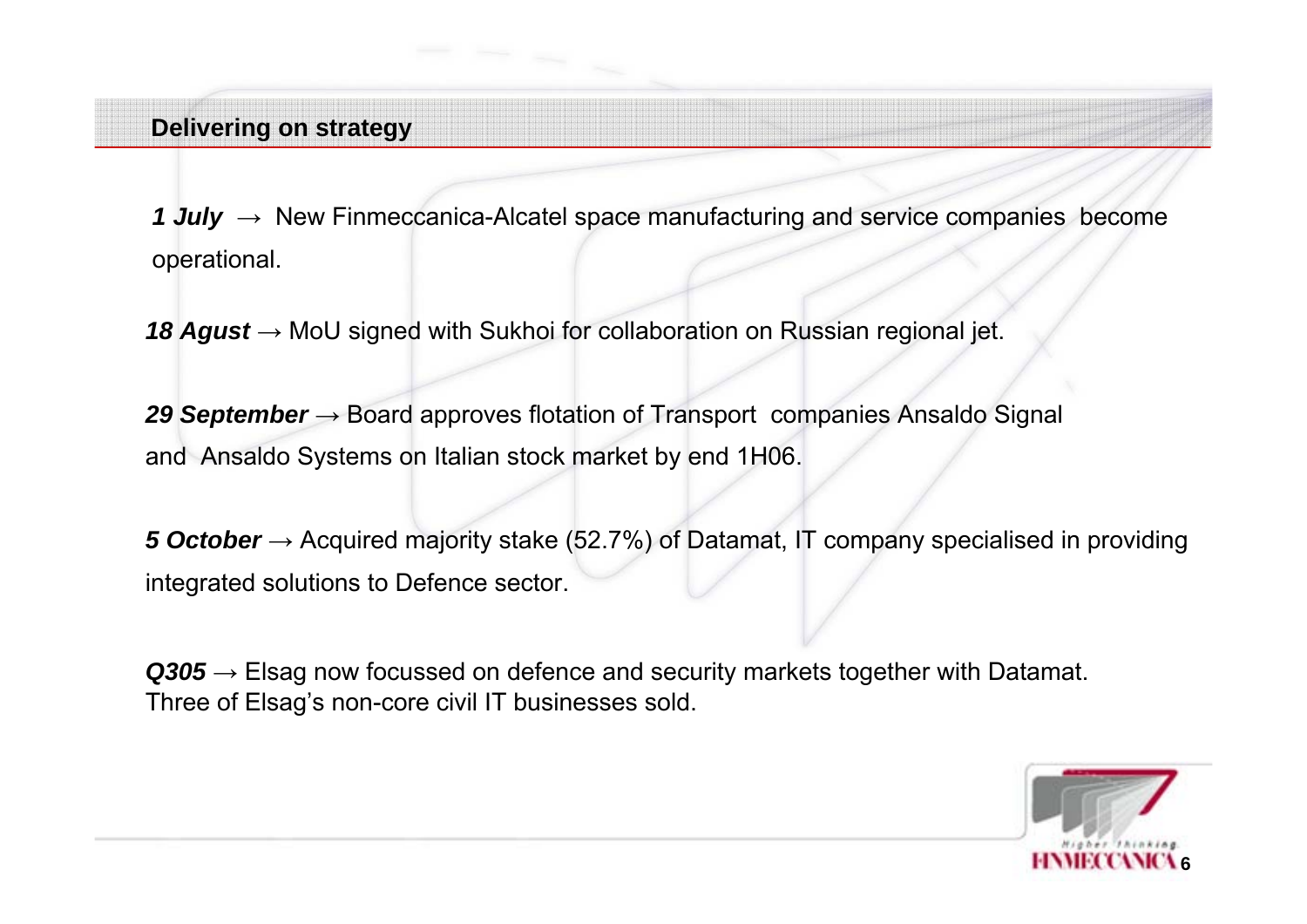## Delivering on strategy

***1 July*** → New Finmeccanica-Alcatel space manufacturing and service companies become operational.

***18 Agust*** → MoU signed with Sukhoi for collaboration on Russian regional jet.

***29 September*** → Board approves flotation of Transport companies Ansaldo Signal and Ansaldo Systems on Italian stock market by end 1H06.

***5 October*** → Acquired majority stake (52.7%) of Datamat, IT company specialised in providing integrated solutions to Defence sector.

***Q305*** → Elsag now focussed on defence and security markets together with Datamat. Three of Elsag's non-core civil IT businesses sold.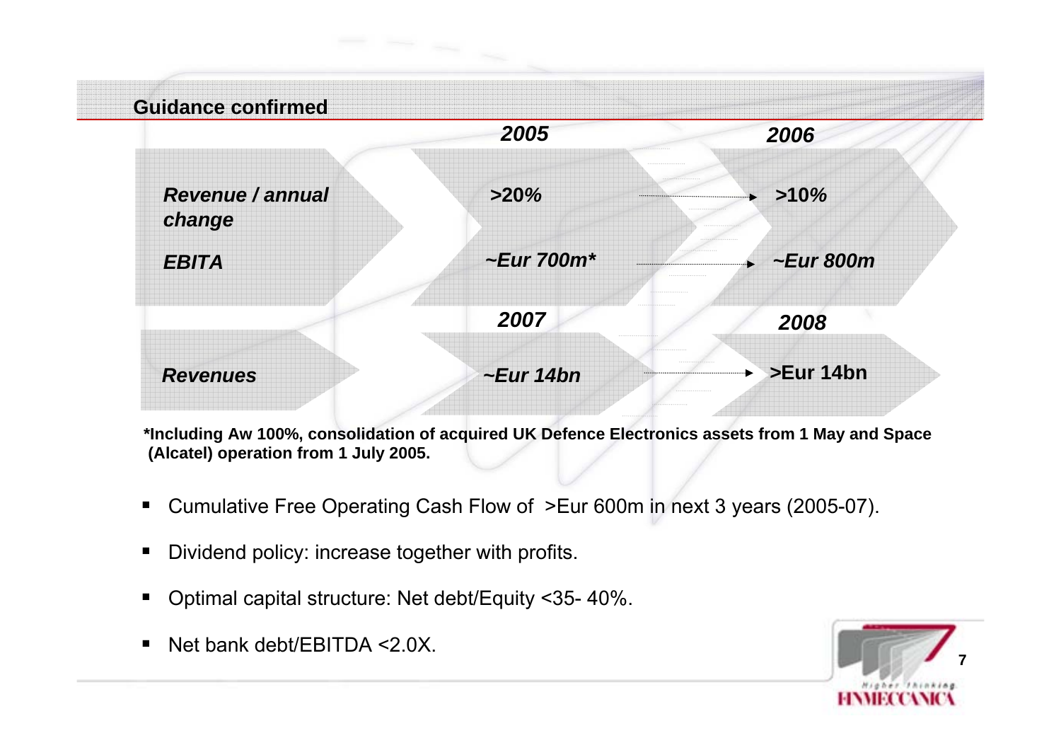## Guidance confirmed

| | 2005 | 2006 |
|---|---|---|
| *Revenue / annual change* | *>20%* | *>10%* |
| *EBITA* | *~Eur 700m** | *~Eur 800m* |

| | 2007 | 2008 |
|---|---|---|
| *Revenues* | *~Eur 14bn* | **>Eur 14bn** |

***Including Aw 100%, consolidation of acquired UK Defence Electronics assets from 1 May and Space (Alcatel) operation from 1 July 2005.**

- Cumulative Free Operating Cash Flow of >Eur 600m in next 3 years (2005-07).
- Dividend policy: increase together with profits.
- Optimal capital structure: Net debt/Equity <35- 40%.
- Net bank debt/EBITDA <2.0X.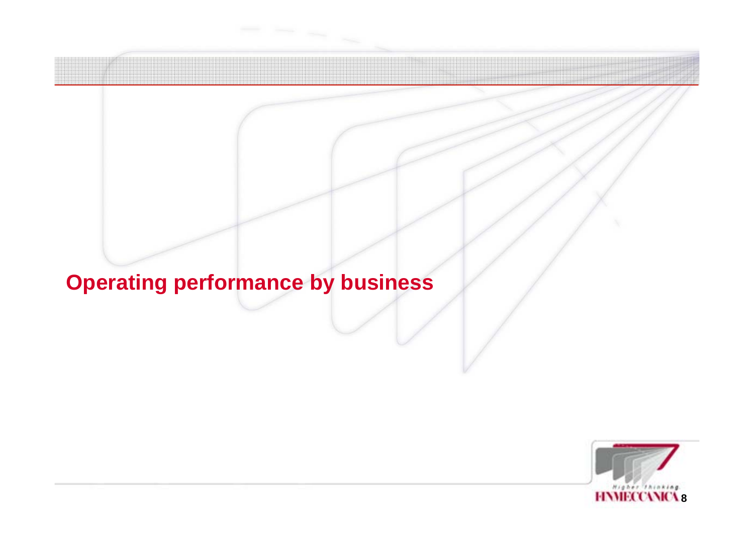# Operating performance by business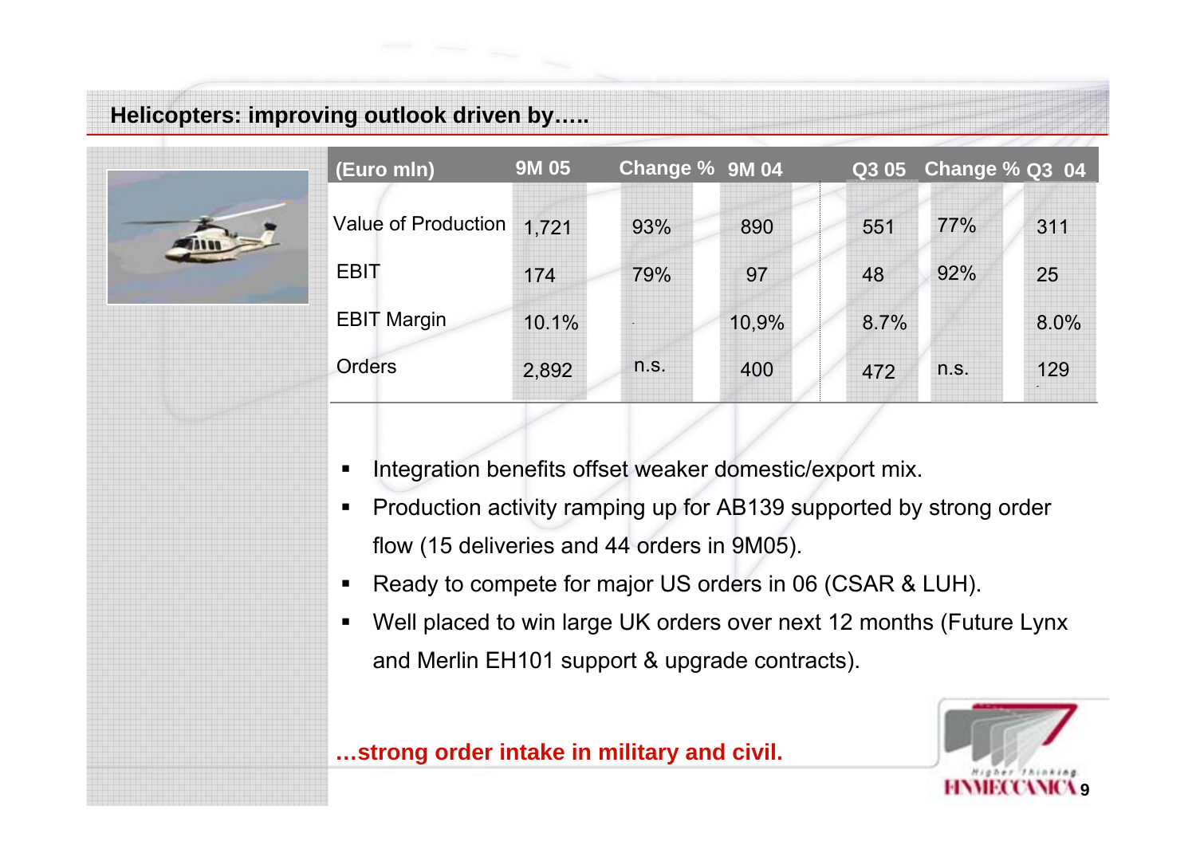## Helicopters: improving outlook driven by…..

| (Euro mln) | 9M 05 | Change % | 9M 04 | Q3 05 | Change % | Q3 04 |
|---|---|---|---|---|---|---|
| Value of Production | 1,721 | 93% | 890 | 551 | 77% | 311 |
| EBIT | 174 | 79% | 97 | 48 | 92% | 25 |
| EBIT Margin | 10.1% | | 10,9% | 8.7% | | 8.0% |
| Orders | 2,892 | n.s. | 400 | 472 | n.s. | 129 |

- Integration benefits offset weaker domestic/export mix.
- Production activity ramping up for AB139 supported by strong order flow (15 deliveries and 44 orders in 9M05).
- Ready to compete for major US orders in 06 (CSAR & LUH).
- Well placed to win large UK orders over next 12 months (Future Lynx and Merlin EH101 support & upgrade contracts).

**…strong order intake in military and civil.**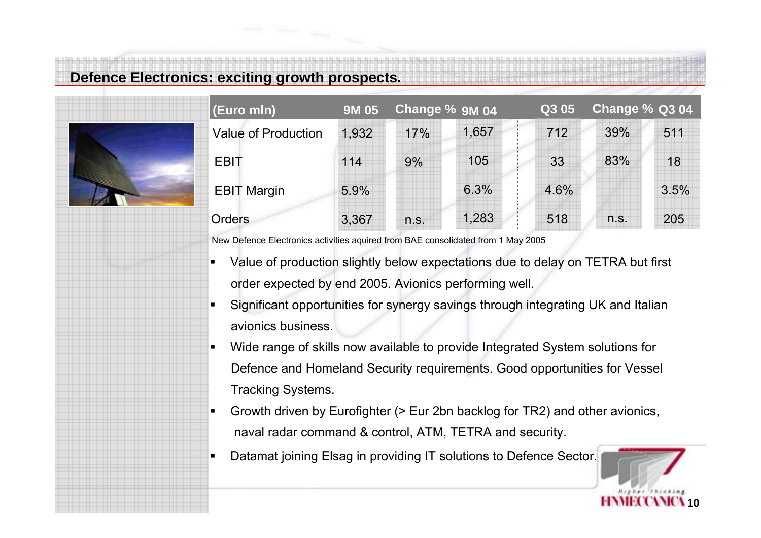## Defence Electronics: exciting growth prospects.

| (Euro mln) | 9M 05 | Change % | 9M 04 | Q3 05 | Change % | Q3 04 |
|---|---|---|---|---|---|---|
| Value of Production | 1,932 | 17% | 1,657 | 712 | 39% | 511 |
| EBIT | 114 | 9% | 105 | 33 | 83% | 18 |
| EBIT Margin | 5.9% | | 6.3% | 4.6% | | 3.5% |
| Orders | 3,367 | n.s. | 1,283 | 518 | n.s. | 205 |

New Defence Electronics activities aquired from BAE consolidated from 1 May 2005

- Value of production slightly below expectations due to delay on TETRA but first order expected by end 2005. Avionics performing well.
- Significant opportunities for synergy savings through integrating UK and Italian avionics business.
- Wide range of skills now available to provide Integrated System solutions for Defence and Homeland Security requirements. Good opportunities for Vessel Tracking Systems.
- Growth driven by Eurofighter (> Eur 2bn backlog for TR2) and other avionics, naval radar command & control, ATM, TETRA and security.
- Datamat joining Elsag in providing IT solutions to Defence Sector.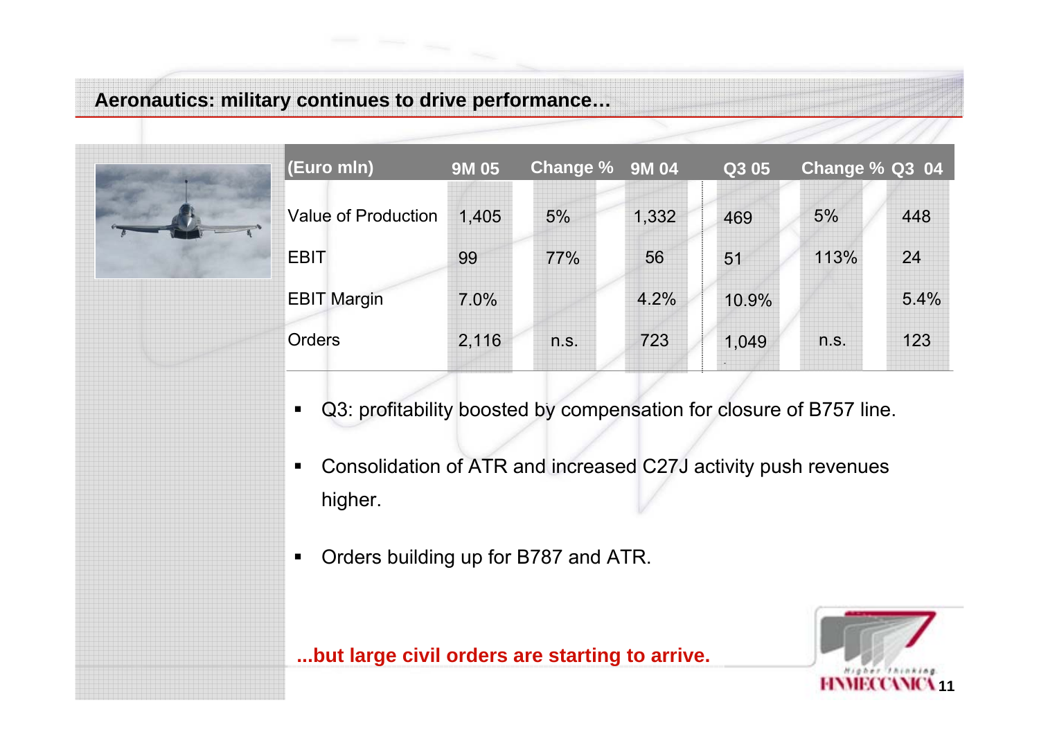## Aeronautics: military continues to drive performance…

| (Euro mln) | 9M 05 | Change % | 9M 04 | Q3 05 | Change % | Q3 04 |
|---|---|---|---|---|---|---|
| Value of Production | 1,405 | 5% | 1,332 | 469 | 5% | 448 |
| EBIT | 99 | 77% | 56 | 51 | 113% | 24 |
| EBIT Margin | 7.0% | | 4.2% | 10.9% | | 5.4% |
| Orders | 2,116 | n.s. | 723 | 1,049 | n.s. | 123 |

- Q3: profitability boosted by compensation for closure of B757 line.
- Consolidation of ATR and increased C27J activity push revenues higher.
- Orders building up for B787 and ATR.

**...but large civil orders are starting to arrive.**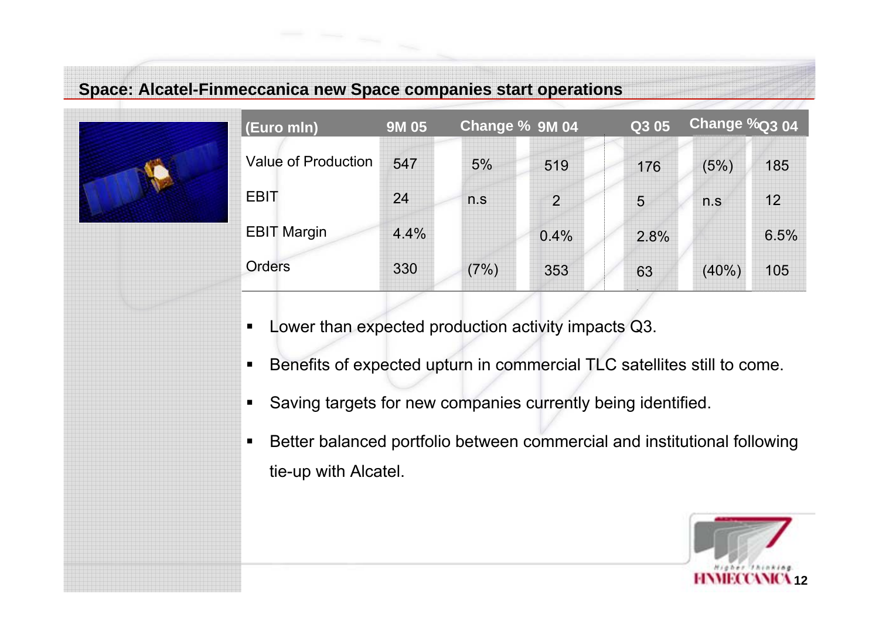## Space: Alcatel-Finmeccanica new Space companies start operations

| (Euro mln) | 9M 05 | Change % | 9M 04 | Q3 05 | Change % | Q3 04 |
|---|---|---|---|---|---|---|
| Value of Production | 547 | 5% | 519 | 176 | (5%) | 185 |
| EBIT | 24 | n.s | 2 | 5 | n.s | 12 |
| EBIT Margin | 4.4% | | 0.4% | 2.8% | | 6.5% |
| Orders | 330 | (7%) | 353 | 63 | (40%) | 105 |

- Lower than expected production activity impacts Q3.
- Benefits of expected upturn in commercial TLC satellites still to come.
- Saving targets for new companies currently being identified.
- Better balanced portfolio between commercial and institutional following tie-up with Alcatel.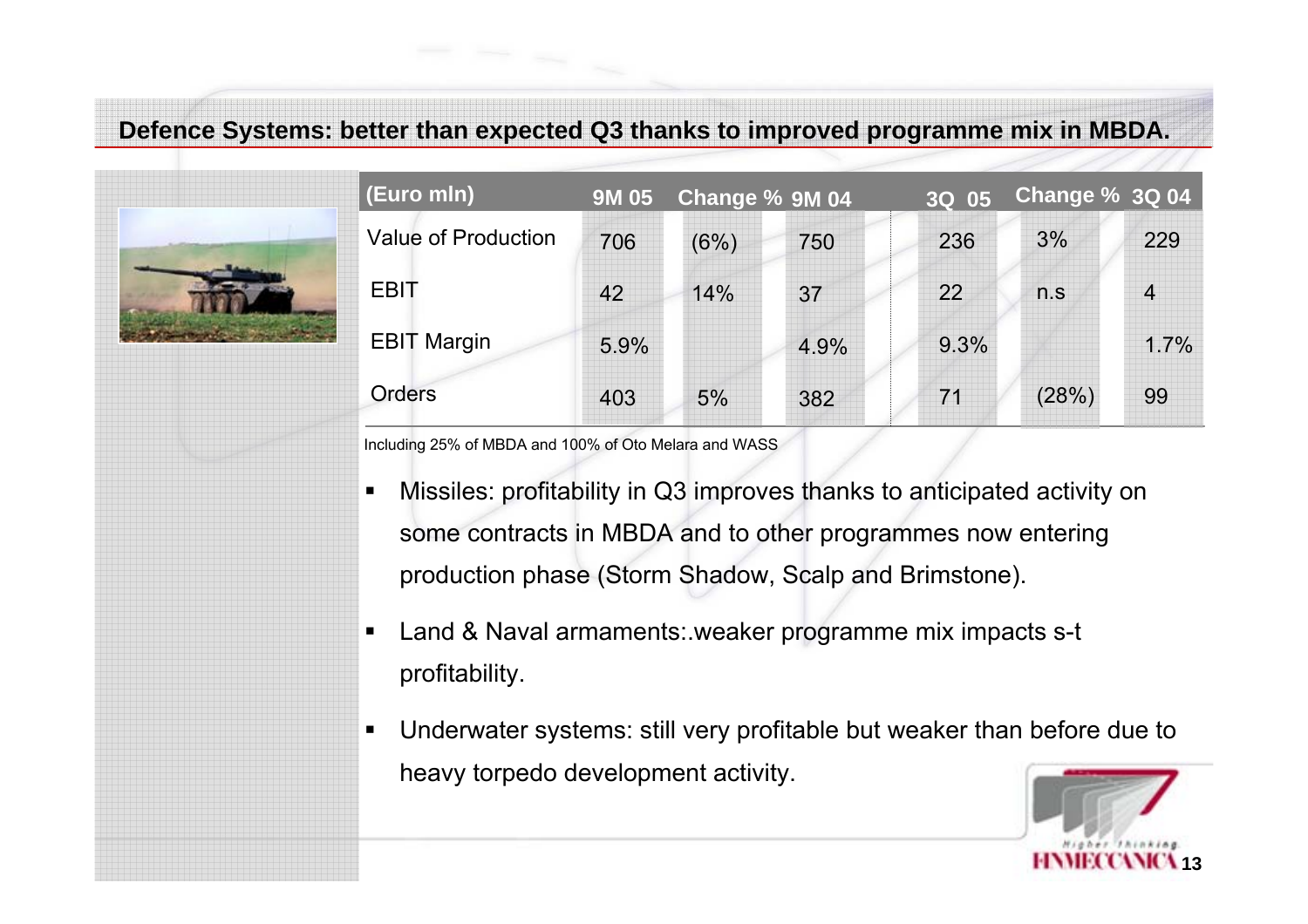## Defence Systems: better than expected Q3 thanks to improved programme mix in MBDA.

| (Euro mln) | 9M 05 | Change % | 9M 04 | 3Q 05 | Change % | 3Q 04 |
|---|---|---|---|---|---|---|
| Value of Production | 706 | (6%) | 750 | 236 | 3% | 229 |
| EBIT | 42 | 14% | 37 | 22 | n.s | 4 |
| EBIT Margin | 5.9% | | 4.9% | 9.3% | | 1.7% |
| Orders | 403 | 5% | 382 | 71 | (28%) | 99 |

Including 25% of MBDA and 100% of Oto Melara and WASS

- Missiles: profitability in Q3 improves thanks to anticipated activity on some contracts in MBDA and to other programmes now entering production phase (Storm Shadow, Scalp and Brimstone).
- Land & Naval armaments:.weaker programme mix impacts s-t profitability.
- Underwater systems: still very profitable but weaker than before due to heavy torpedo development activity.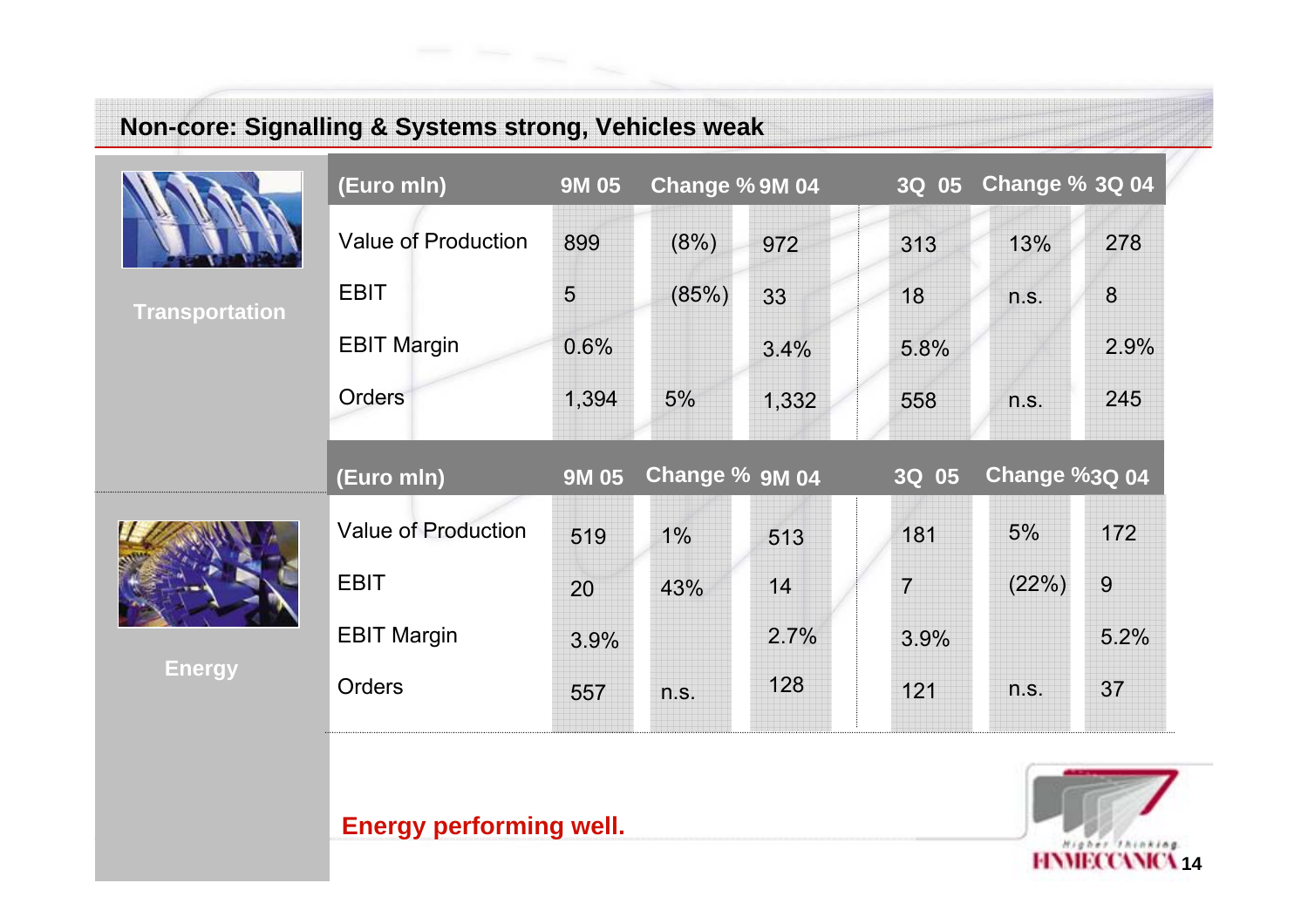## Non-core: Signalling & Systems strong, Vehicles weak

**Transportation**

| (Euro mln) | 9M 05 | Change % | 9M 04 | 3Q 05 | Change % | 3Q 04 |
|---|---|---|---|---|---|---|
| Value of Production | 899 | (8%) | 972 | 313 | 13% | 278 |
| EBIT | 5 | (85%) | 33 | 18 | n.s. | 8 |
| EBIT Margin | 0.6% | | 3.4% | 5.8% | | 2.9% |
| Orders | 1,394 | 5% | 1,332 | 558 | n.s. | 245 |

**Energy**

| (Euro mln) | 9M 05 | Change % | 9M 04 | 3Q 05 | Change % | 3Q 04 |
|---|---|---|---|---|---|---|
| Value of Production | 519 | 1% | 513 | 181 | 5% | 172 |
| EBIT | 20 | 43% | 14 | 7 | (22%) | 9 |
| EBIT Margin | 3.9% | | 2.7% | 3.9% | | 5.2% |
| Orders | 557 | n.s. | 128 | 121 | n.s. | 37 |

**Energy performing well.**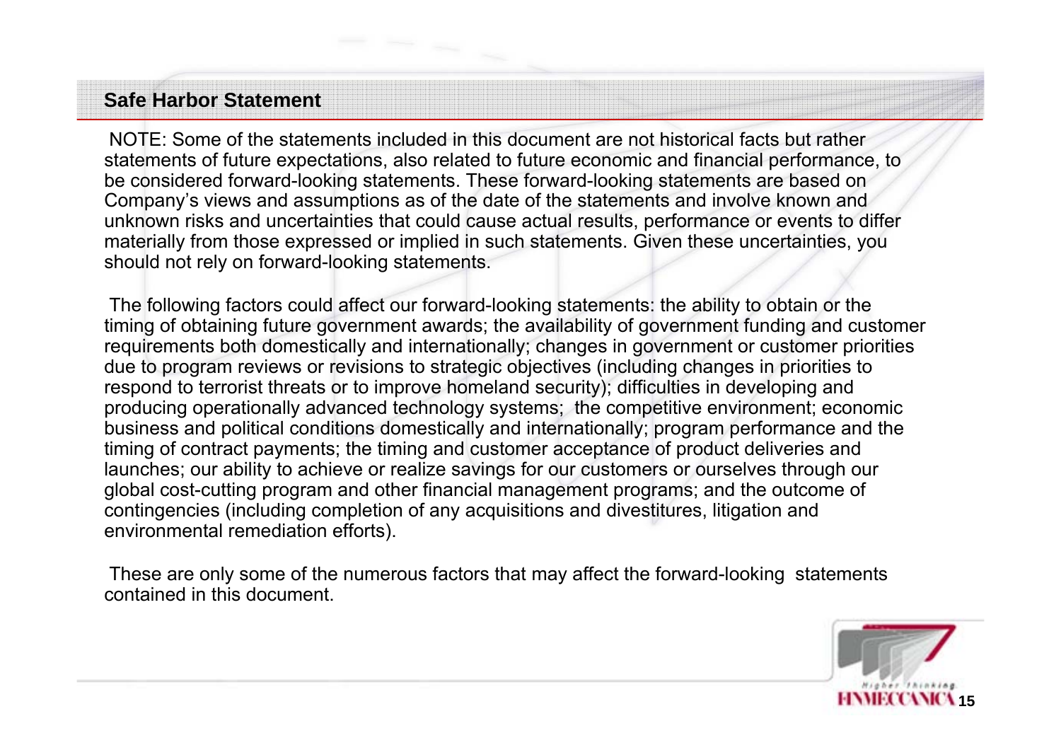## Safe Harbor Statement

NOTE: Some of the statements included in this document are not historical facts but rather statements of future expectations, also related to future economic and financial performance, to be considered forward-looking statements. These forward-looking statements are based on Company's views and assumptions as of the date of the statements and involve known and unknown risks and uncertainties that could cause actual results, performance or events to differ materially from those expressed or implied in such statements. Given these uncertainties, you should not rely on forward-looking statements.

The following factors could affect our forward-looking statements: the ability to obtain or the timing of obtaining future government awards; the availability of government funding and customer requirements both domestically and internationally; changes in government or customer priorities due to program reviews or revisions to strategic objectives (including changes in priorities to respond to terrorist threats or to improve homeland security); difficulties in developing and producing operationally advanced technology systems; the competitive environment; economic business and political conditions domestically and internationally; program performance and the timing of contract payments; the timing and customer acceptance of product deliveries and launches; our ability to achieve or realize savings for our customers or ourselves through our global cost-cutting program and other financial management programs; and the outcome of contingencies (including completion of any acquisitions and divestitures, litigation and environmental remediation efforts).

These are only some of the numerous factors that may affect the forward-looking statements contained in this document.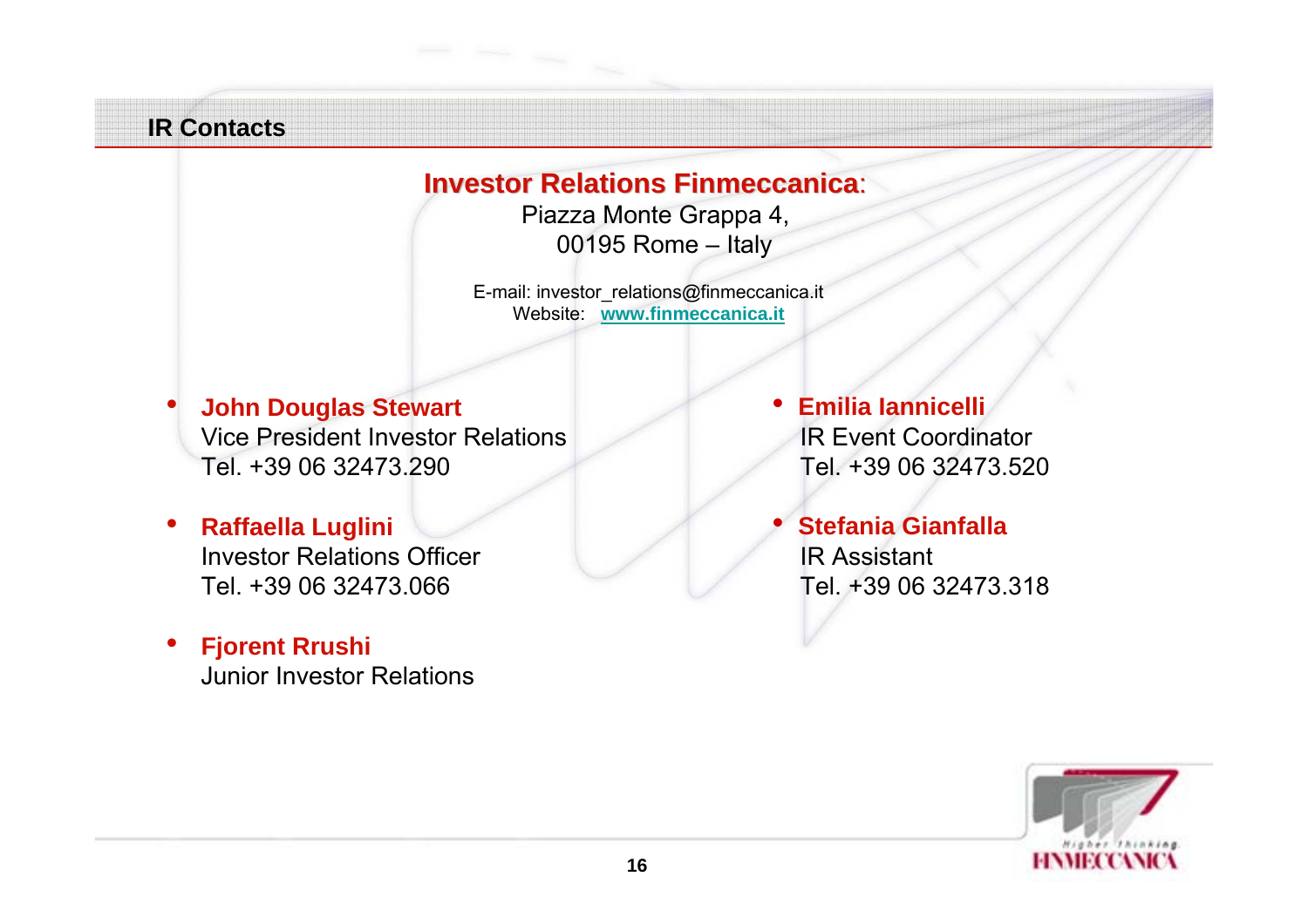## IR Contacts

**Investor Relations Finmeccanica**:

Piazza Monte Grappa 4,
00195 Rome – Italy

E-mail: investor_relations@finmeccanica.it
Website: **www.finmeccanica.it**

- **John Douglas Stewart**
  Vice President Investor Relations
  Tel. +39 06 32473.290
- **Raffaella Luglini**
  Investor Relations Officer
  Tel. +39 06 32473.066
- **Fjorent Rrushi**
  Junior Investor Relations
- **Emilia Iannicelli**
  IR Event Coordinator
  Tel. +39 06 32473.520
- **Stefania Gianfalla**
  IR Assistant
  Tel. +39 06 32473.318